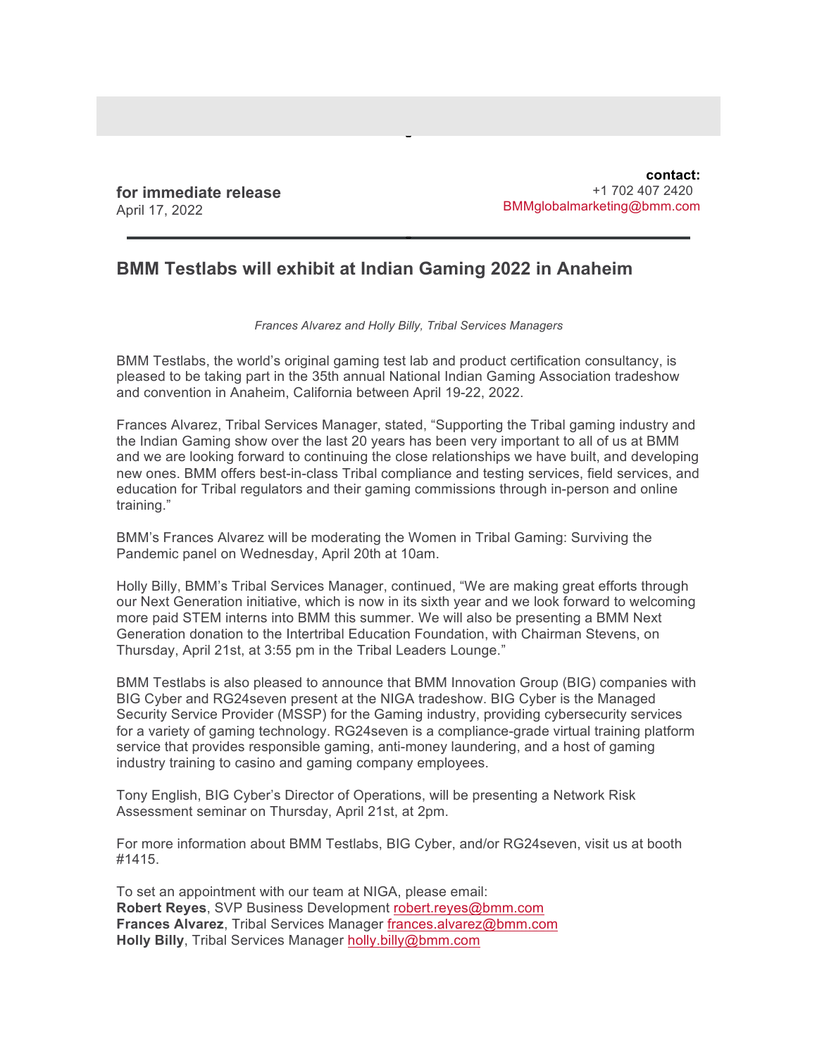**contact:**
+1 702 407 2420
BMMglobalmarketing@bmm.com

**for immediate release**
April 17, 2022

## BMM Testlabs will exhibit at Indian Gaming 2022 in Anaheim

*Frances Alvarez and Holly Billy, Tribal Services Managers*

BMM Testlabs, the world's original gaming test lab and product certification consultancy, is pleased to be taking part in the 35th annual National Indian Gaming Association tradeshow and convention in Anaheim, California between April 19-22, 2022.

Frances Alvarez, Tribal Services Manager, stated, "Supporting the Tribal gaming industry and the Indian Gaming show over the last 20 years has been very important to all of us at BMM and we are looking forward to continuing the close relationships we have built, and developing new ones. BMM offers best-in-class Tribal compliance and testing services, field services, and education for Tribal regulators and their gaming commissions through in-person and online training."

BMM's Frances Alvarez will be moderating the Women in Tribal Gaming: Surviving the Pandemic panel on Wednesday, April 20th at 10am.

Holly Billy, BMM's Tribal Services Manager, continued, "We are making great efforts through our Next Generation initiative, which is now in its sixth year and we look forward to welcoming more paid STEM interns into BMM this summer. We will also be presenting a BMM Next Generation donation to the Intertribal Education Foundation, with Chairman Stevens, on Thursday, April 21st, at 3:55 pm in the Tribal Leaders Lounge."

BMM Testlabs is also pleased to announce that BMM Innovation Group (BIG) companies with BIG Cyber and RG24seven present at the NIGA tradeshow. BIG Cyber is the Managed Security Service Provider (MSSP) for the Gaming industry, providing cybersecurity services for a variety of gaming technology. RG24seven is a compliance-grade virtual training platform service that provides responsible gaming, anti-money laundering, and a host of gaming industry training to casino and gaming company employees.

Tony English, BIG Cyber's Director of Operations, will be presenting a Network Risk Assessment seminar on Thursday, April 21st, at 2pm.

For more information about BMM Testlabs, BIG Cyber, and/or RG24seven, visit us at booth #1415.

To set an appointment with our team at NIGA, please email:
**Robert Reyes**, SVP Business Development robert.reyes@bmm.com
**Frances Alvarez**, Tribal Services Manager frances.alvarez@bmm.com
**Holly Billy**, Tribal Services Manager holly.billy@bmm.com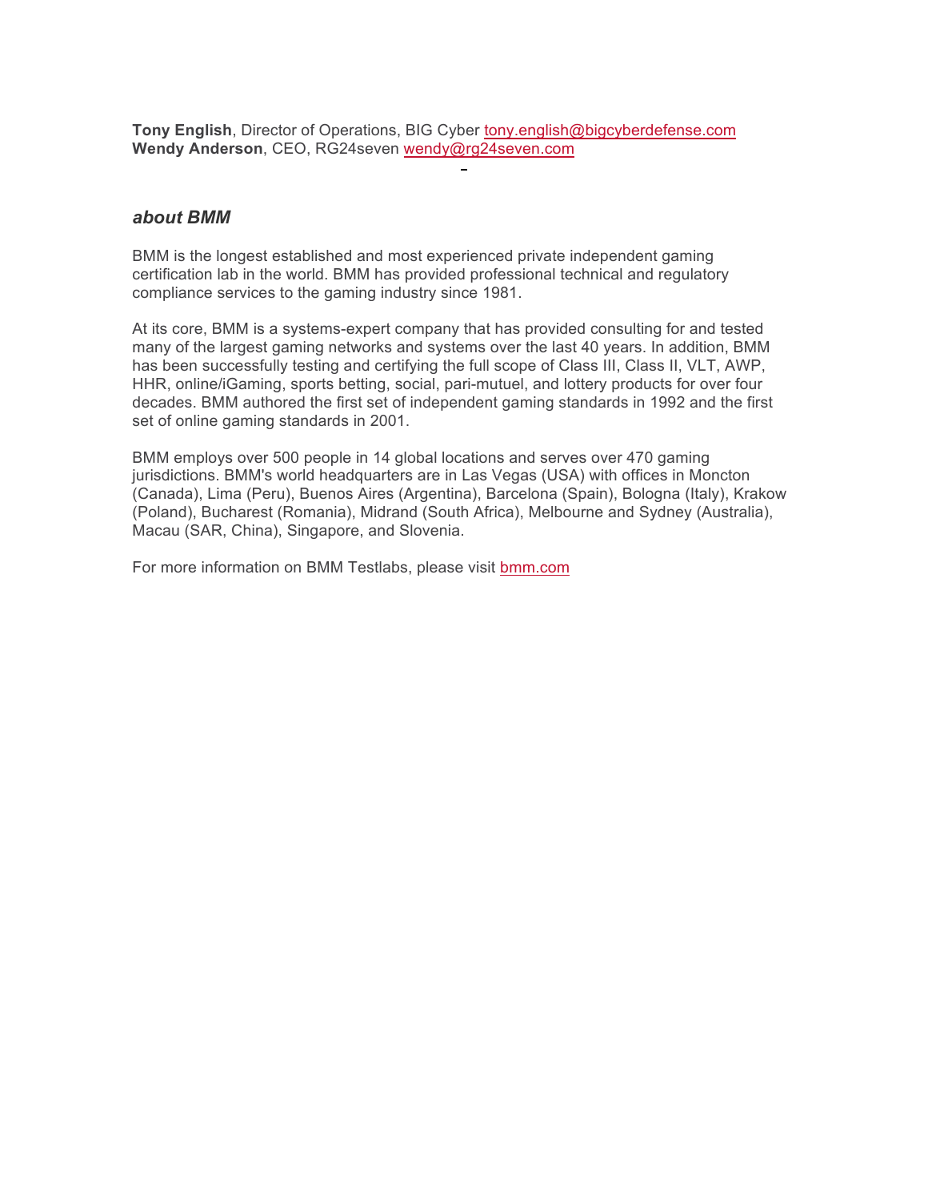**Tony English**, Director of Operations, BIG Cyber tony.english@bigcyberdefense.com
**Wendy Anderson**, CEO, RG24seven wendy@rg24seven.com

## *about BMM*

BMM is the longest established and most experienced private independent gaming certification lab in the world. BMM has provided professional technical and regulatory compliance services to the gaming industry since 1981.

At its core, BMM is a systems-expert company that has provided consulting for and tested many of the largest gaming networks and systems over the last 40 years. In addition, BMM has been successfully testing and certifying the full scope of Class III, Class II, VLT, AWP, HHR, online/iGaming, sports betting, social, pari-mutuel, and lottery products for over four decades. BMM authored the first set of independent gaming standards in 1992 and the first set of online gaming standards in 2001.

BMM employs over 500 people in 14 global locations and serves over 470 gaming jurisdictions. BMM's world headquarters are in Las Vegas (USA) with offices in Moncton (Canada), Lima (Peru), Buenos Aires (Argentina), Barcelona (Spain), Bologna (Italy), Krakow (Poland), Bucharest (Romania), Midrand (South Africa), Melbourne and Sydney (Australia), Macau (SAR, China), Singapore, and Slovenia.

For more information on BMM Testlabs, please visit bmm.com